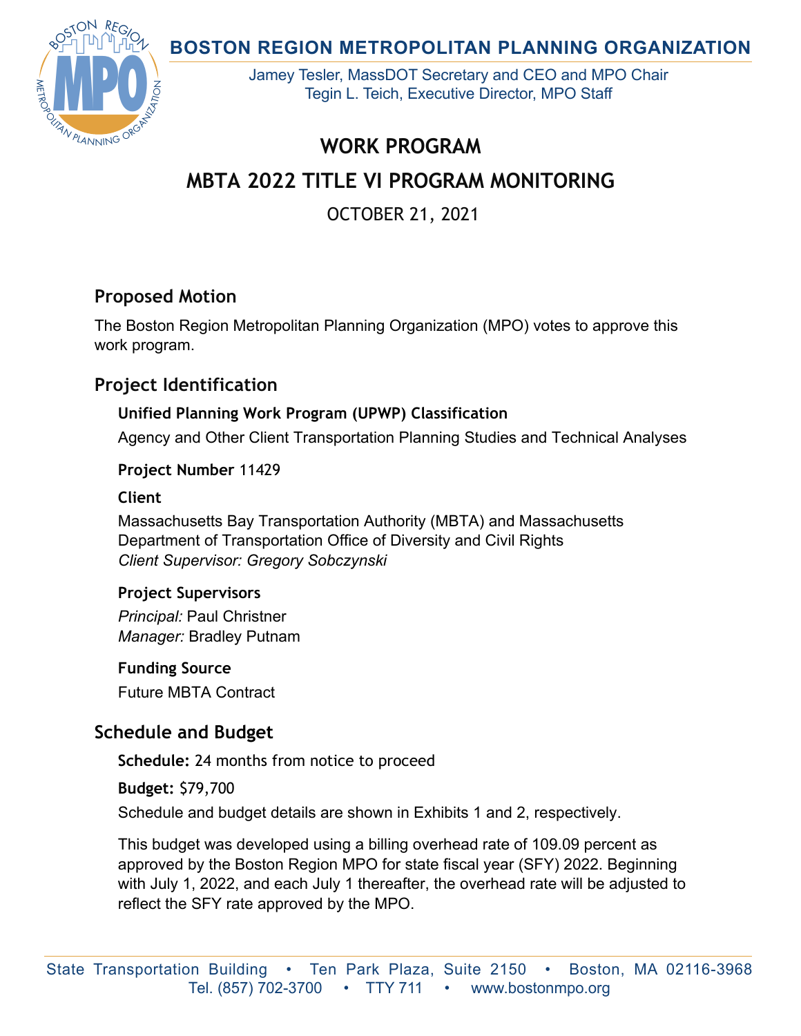# BOSTON REGION METROPOLITAN PLANNING ORGANIZATION

Jamey Tesler, MassDOT Secretary and CEO and MPO Chair
Tegin L. Teich, Executive Director, MPO Staff

# WORK PROGRAM

# MBTA 2022 TITLE VI PROGRAM MONITORING

OCTOBER 21, 2021

## Proposed Motion

The Boston Region Metropolitan Planning Organization (MPO) votes to approve this work program.

## Project Identification

### Unified Planning Work Program (UPWP) Classification

Agency and Other Client Transportation Planning Studies and Technical Analyses

**Project Number** 11429

### Client

Massachusetts Bay Transportation Authority (MBTA) and Massachusetts Department of Transportation Office of Diversity and Civil Rights
*Client Supervisor: Gregory Sobczynski*

### Project Supervisors

*Principal:* Paul Christner
*Manager:* Bradley Putnam

### Funding Source

Future MBTA Contract

## Schedule and Budget

**Schedule:** 24 months from notice to proceed

**Budget:** $79,700

Schedule and budget details are shown in Exhibits 1 and 2, respectively.

This budget was developed using a billing overhead rate of 109.09 percent as approved by the Boston Region MPO for state fiscal year (SFY) 2022. Beginning with July 1, 2022, and each July 1 thereafter, the overhead rate will be adjusted to reflect the SFY rate approved by the MPO.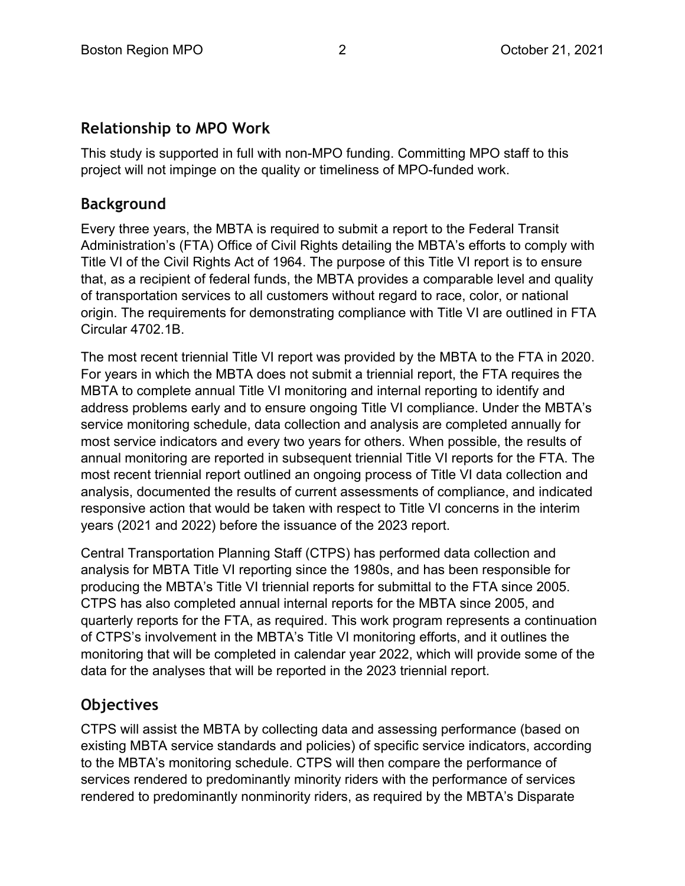## Relationship to MPO Work

This study is supported in full with non-MPO funding. Committing MPO staff to this project will not impinge on the quality or timeliness of MPO-funded work.

## Background

Every three years, the MBTA is required to submit a report to the Federal Transit Administration's (FTA) Office of Civil Rights detailing the MBTA's efforts to comply with Title VI of the Civil Rights Act of 1964. The purpose of this Title VI report is to ensure that, as a recipient of federal funds, the MBTA provides a comparable level and quality of transportation services to all customers without regard to race, color, or national origin. The requirements for demonstrating compliance with Title VI are outlined in FTA Circular 4702.1B.

The most recent triennial Title VI report was provided by the MBTA to the FTA in 2020. For years in which the MBTA does not submit a triennial report, the FTA requires the MBTA to complete annual Title VI monitoring and internal reporting to identify and address problems early and to ensure ongoing Title VI compliance. Under the MBTA's service monitoring schedule, data collection and analysis are completed annually for most service indicators and every two years for others. When possible, the results of annual monitoring are reported in subsequent triennial Title VI reports for the FTA. The most recent triennial report outlined an ongoing process of Title VI data collection and analysis, documented the results of current assessments of compliance, and indicated responsive action that would be taken with respect to Title VI concerns in the interim years (2021 and 2022) before the issuance of the 2023 report.

Central Transportation Planning Staff (CTPS) has performed data collection and analysis for MBTA Title VI reporting since the 1980s, and has been responsible for producing the MBTA's Title VI triennial reports for submittal to the FTA since 2005. CTPS has also completed annual internal reports for the MBTA since 2005, and quarterly reports for the FTA, as required. This work program represents a continuation of CTPS's involvement in the MBTA's Title VI monitoring efforts, and it outlines the monitoring that will be completed in calendar year 2022, which will provide some of the data for the analyses that will be reported in the 2023 triennial report.

## Objectives

CTPS will assist the MBTA by collecting data and assessing performance (based on existing MBTA service standards and policies) of specific service indicators, according to the MBTA's monitoring schedule. CTPS will then compare the performance of services rendered to predominantly minority riders with the performance of services rendered to predominantly nonminority riders, as required by the MBTA's Disparate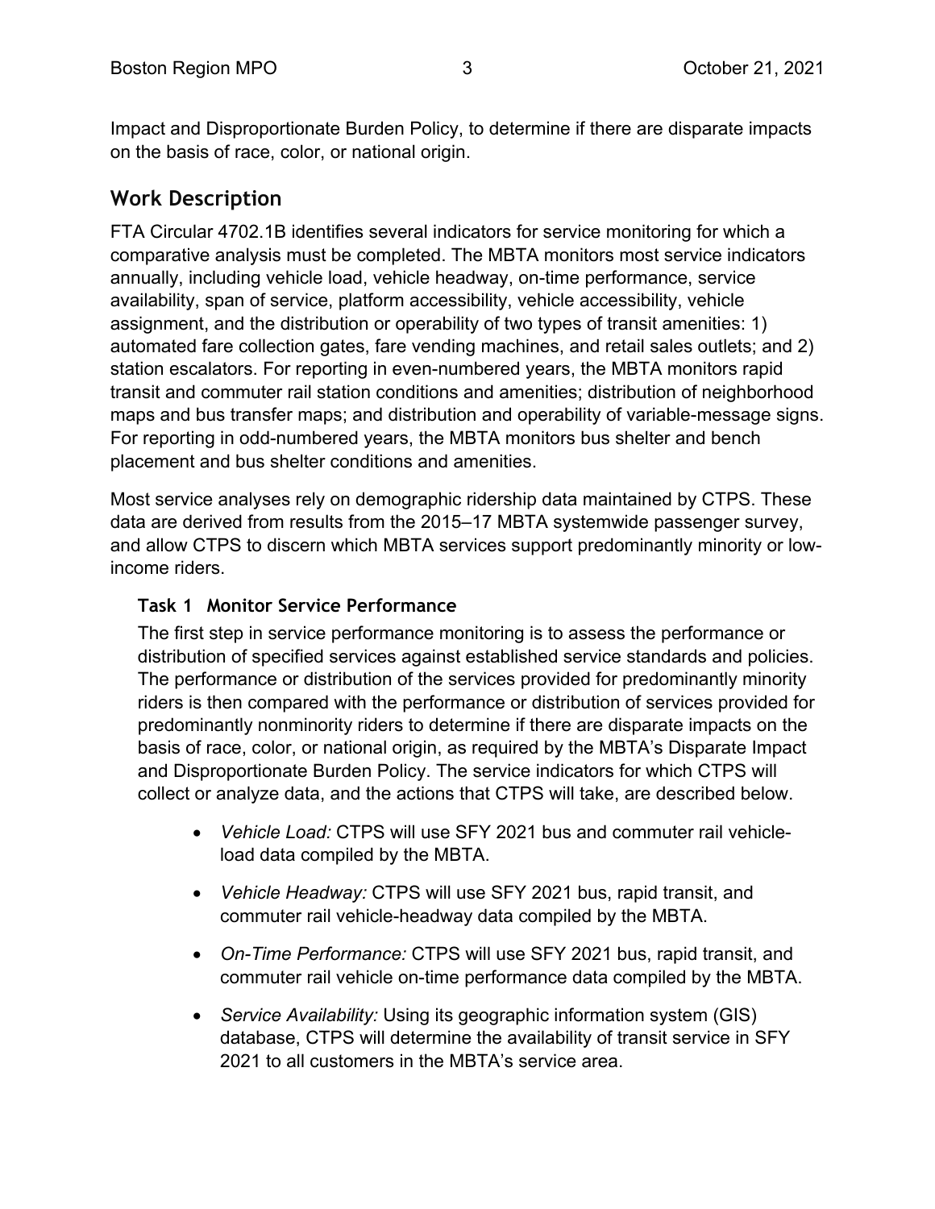Impact and Disproportionate Burden Policy, to determine if there are disparate impacts on the basis of race, color, or national origin.

## Work Description

FTA Circular 4702.1B identifies several indicators for service monitoring for which a comparative analysis must be completed. The MBTA monitors most service indicators annually, including vehicle load, vehicle headway, on-time performance, service availability, span of service, platform accessibility, vehicle accessibility, vehicle assignment, and the distribution or operability of two types of transit amenities: 1) automated fare collection gates, fare vending machines, and retail sales outlets; and 2) station escalators. For reporting in even-numbered years, the MBTA monitors rapid transit and commuter rail station conditions and amenities; distribution of neighborhood maps and bus transfer maps; and distribution and operability of variable-message signs. For reporting in odd-numbered years, the MBTA monitors bus shelter and bench placement and bus shelter conditions and amenities.

Most service analyses rely on demographic ridership data maintained by CTPS. These data are derived from results from the 2015–17 MBTA systemwide passenger survey, and allow CTPS to discern which MBTA services support predominantly minority or low-income riders.

### Task 1 Monitor Service Performance

The first step in service performance monitoring is to assess the performance or distribution of specified services against established service standards and policies. The performance or distribution of the services provided for predominantly minority riders is then compared with the performance or distribution of services provided for predominantly nonminority riders to determine if there are disparate impacts on the basis of race, color, or national origin, as required by the MBTA's Disparate Impact and Disproportionate Burden Policy. The service indicators for which CTPS will collect or analyze data, and the actions that CTPS will take, are described below.

- *Vehicle Load:* CTPS will use SFY 2021 bus and commuter rail vehicle-load data compiled by the MBTA.
- *Vehicle Headway:* CTPS will use SFY 2021 bus, rapid transit, and commuter rail vehicle-headway data compiled by the MBTA.
- *On-Time Performance:* CTPS will use SFY 2021 bus, rapid transit, and commuter rail vehicle on-time performance data compiled by the MBTA.
- *Service Availability:* Using its geographic information system (GIS) database, CTPS will determine the availability of transit service in SFY 2021 to all customers in the MBTA's service area.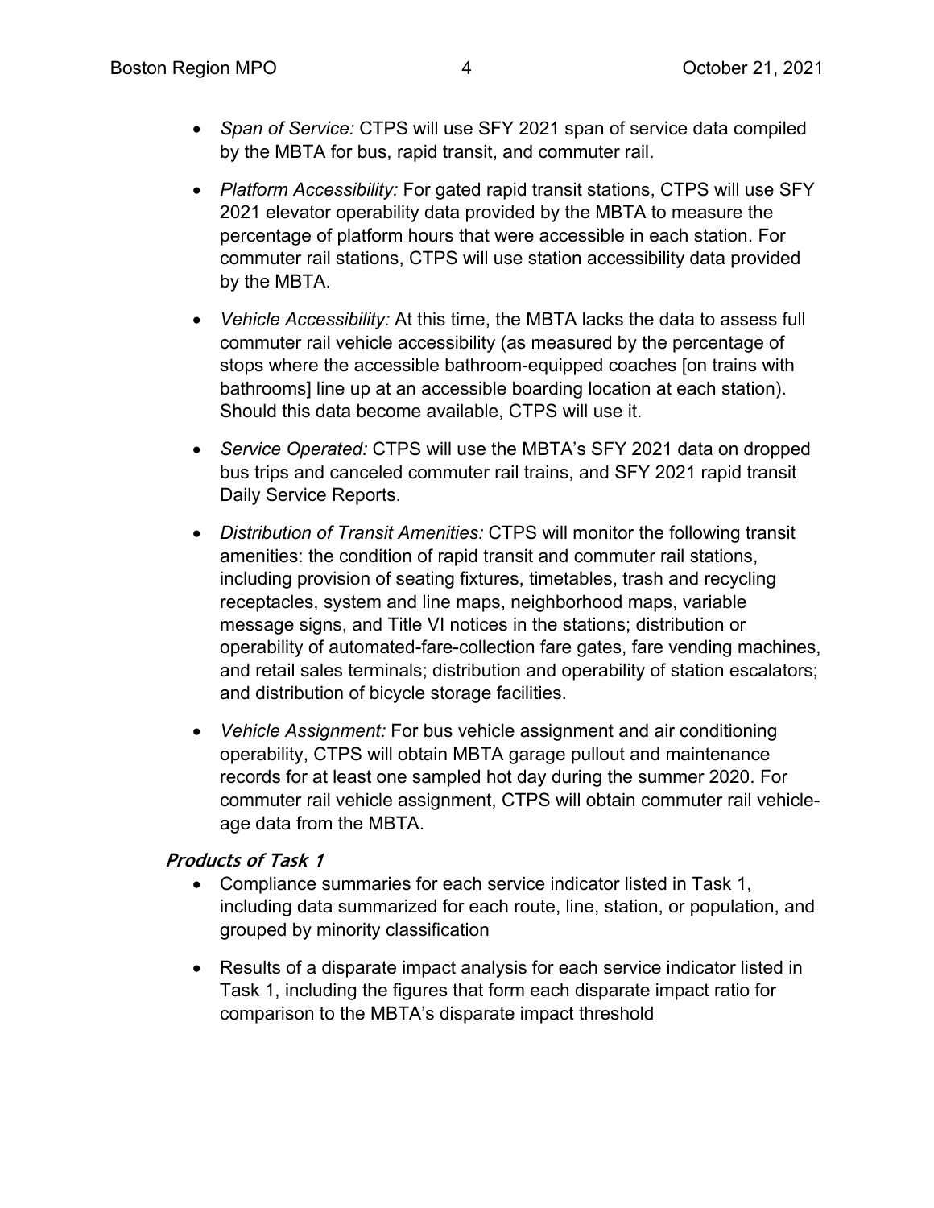- *Span of Service:* CTPS will use SFY 2021 span of service data compiled by the MBTA for bus, rapid transit, and commuter rail.
- *Platform Accessibility:* For gated rapid transit stations, CTPS will use SFY 2021 elevator operability data provided by the MBTA to measure the percentage of platform hours that were accessible in each station. For commuter rail stations, CTPS will use station accessibility data provided by the MBTA.
- *Vehicle Accessibility:* At this time, the MBTA lacks the data to assess full commuter rail vehicle accessibility (as measured by the percentage of stops where the accessible bathroom-equipped coaches [on trains with bathrooms] line up at an accessible boarding location at each station). Should this data become available, CTPS will use it.
- *Service Operated:* CTPS will use the MBTA's SFY 2021 data on dropped bus trips and canceled commuter rail trains, and SFY 2021 rapid transit Daily Service Reports.
- *Distribution of Transit Amenities:* CTPS will monitor the following transit amenities: the condition of rapid transit and commuter rail stations, including provision of seating fixtures, timetables, trash and recycling receptacles, system and line maps, neighborhood maps, variable message signs, and Title VI notices in the stations; distribution or operability of automated-fare-collection fare gates, fare vending machines, and retail sales terminals; distribution and operability of station escalators; and distribution of bicycle storage facilities.
- *Vehicle Assignment:* For bus vehicle assignment and air conditioning operability, CTPS will obtain MBTA garage pullout and maintenance records for at least one sampled hot day during the summer 2020. For commuter rail vehicle assignment, CTPS will obtain commuter rail vehicle-age data from the MBTA.

### *Products of Task 1*

- Compliance summaries for each service indicator listed in Task 1, including data summarized for each route, line, station, or population, and grouped by minority classification
- Results of a disparate impact analysis for each service indicator listed in Task 1, including the figures that form each disparate impact ratio for comparison to the MBTA's disparate impact threshold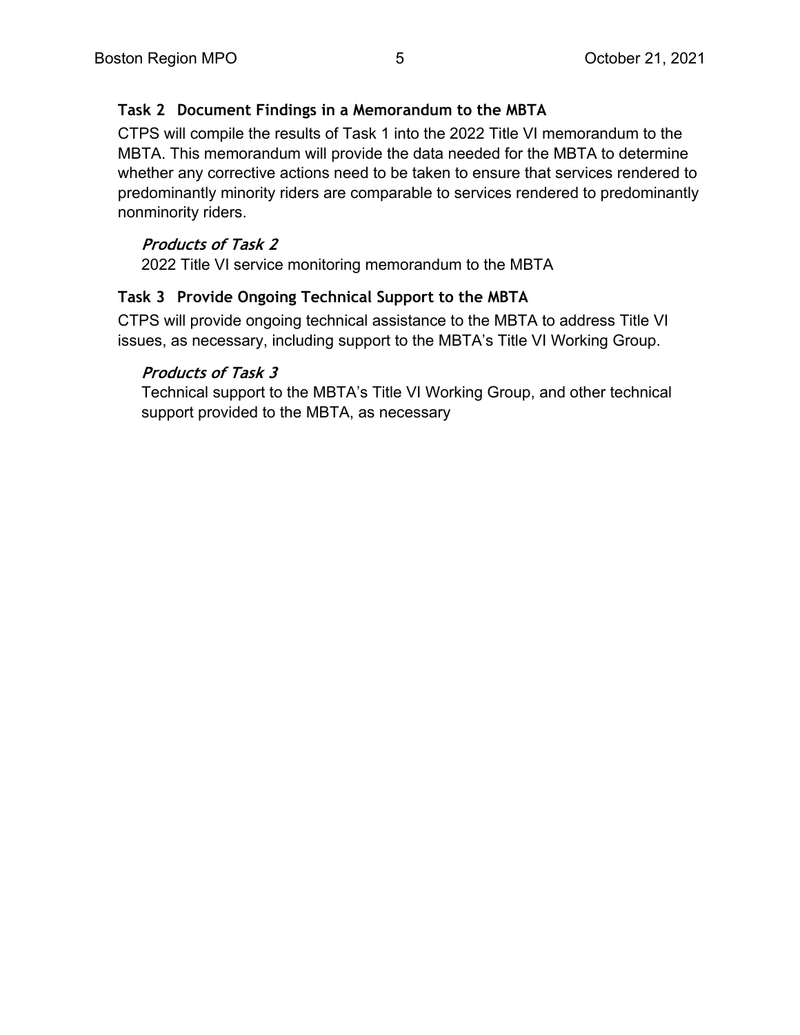### Task 2 Document Findings in a Memorandum to the MBTA

CTPS will compile the results of Task 1 into the 2022 Title VI memorandum to the MBTA. This memorandum will provide the data needed for the MBTA to determine whether any corrective actions need to be taken to ensure that services rendered to predominantly minority riders are comparable to services rendered to predominantly nonminority riders.

#### *Products of Task 2*

2022 Title VI service monitoring memorandum to the MBTA

### Task 3 Provide Ongoing Technical Support to the MBTA

CTPS will provide ongoing technical assistance to the MBTA to address Title VI issues, as necessary, including support to the MBTA's Title VI Working Group.

#### *Products of Task 3*

Technical support to the MBTA's Title VI Working Group, and other technical support provided to the MBTA, as necessary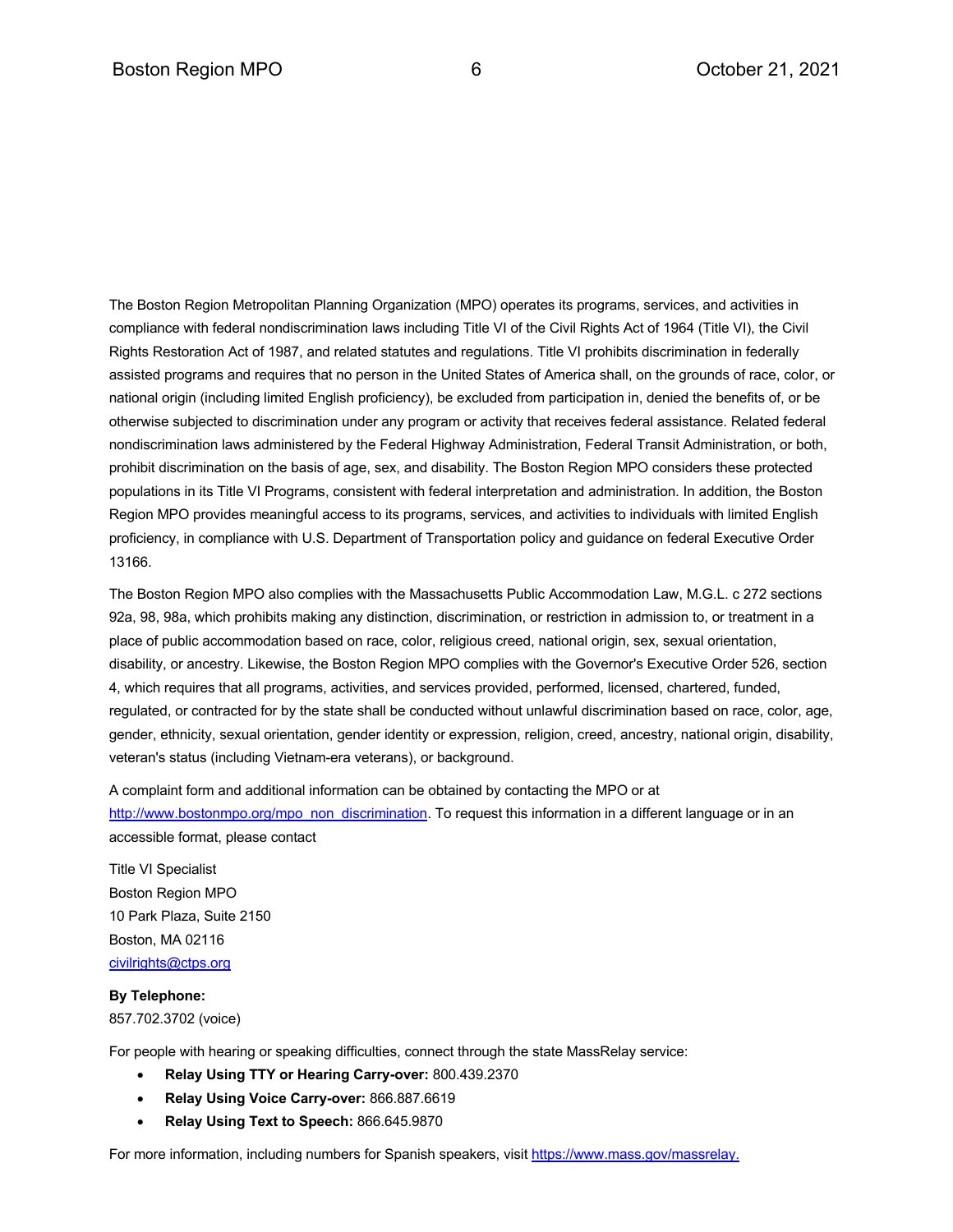The Boston Region Metropolitan Planning Organization (MPO) operates its programs, services, and activities in compliance with federal nondiscrimination laws including Title VI of the Civil Rights Act of 1964 (Title VI), the Civil Rights Restoration Act of 1987, and related statutes and regulations. Title VI prohibits discrimination in federally assisted programs and requires that no person in the United States of America shall, on the grounds of race, color, or national origin (including limited English proficiency), be excluded from participation in, denied the benefits of, or be otherwise subjected to discrimination under any program or activity that receives federal assistance. Related federal nondiscrimination laws administered by the Federal Highway Administration, Federal Transit Administration, or both, prohibit discrimination on the basis of age, sex, and disability. The Boston Region MPO considers these protected populations in its Title VI Programs, consistent with federal interpretation and administration. In addition, the Boston Region MPO provides meaningful access to its programs, services, and activities to individuals with limited English proficiency, in compliance with U.S. Department of Transportation policy and guidance on federal Executive Order 13166.

The Boston Region MPO also complies with the Massachusetts Public Accommodation Law, M.G.L. c 272 sections 92a, 98, 98a, which prohibits making any distinction, discrimination, or restriction in admission to, or treatment in a place of public accommodation based on race, color, religious creed, national origin, sex, sexual orientation, disability, or ancestry. Likewise, the Boston Region MPO complies with the Governor's Executive Order 526, section 4, which requires that all programs, activities, and services provided, performed, licensed, chartered, funded, regulated, or contracted for by the state shall be conducted without unlawful discrimination based on race, color, age, gender, ethnicity, sexual orientation, gender identity or expression, religion, creed, ancestry, national origin, disability, veteran's status (including Vietnam-era veterans), or background.

A complaint form and additional information can be obtained by contacting the MPO or at http://www.bostonmpo.org/mpo_non_discrimination. To request this information in a different language or in an accessible format, please contact

Title VI Specialist
Boston Region MPO
10 Park Plaza, Suite 2150
Boston, MA 02116
civilrights@ctps.org

**By Telephone:**
857.702.3702 (voice)

For people with hearing or speaking difficulties, connect through the state MassRelay service:

- **Relay Using TTY or Hearing Carry-over:** 800.439.2370
- **Relay Using Voice Carry-over:** 866.887.6619
- **Relay Using Text to Speech:** 866.645.9870

For more information, including numbers for Spanish speakers, visit https://www.mass.gov/massrelay.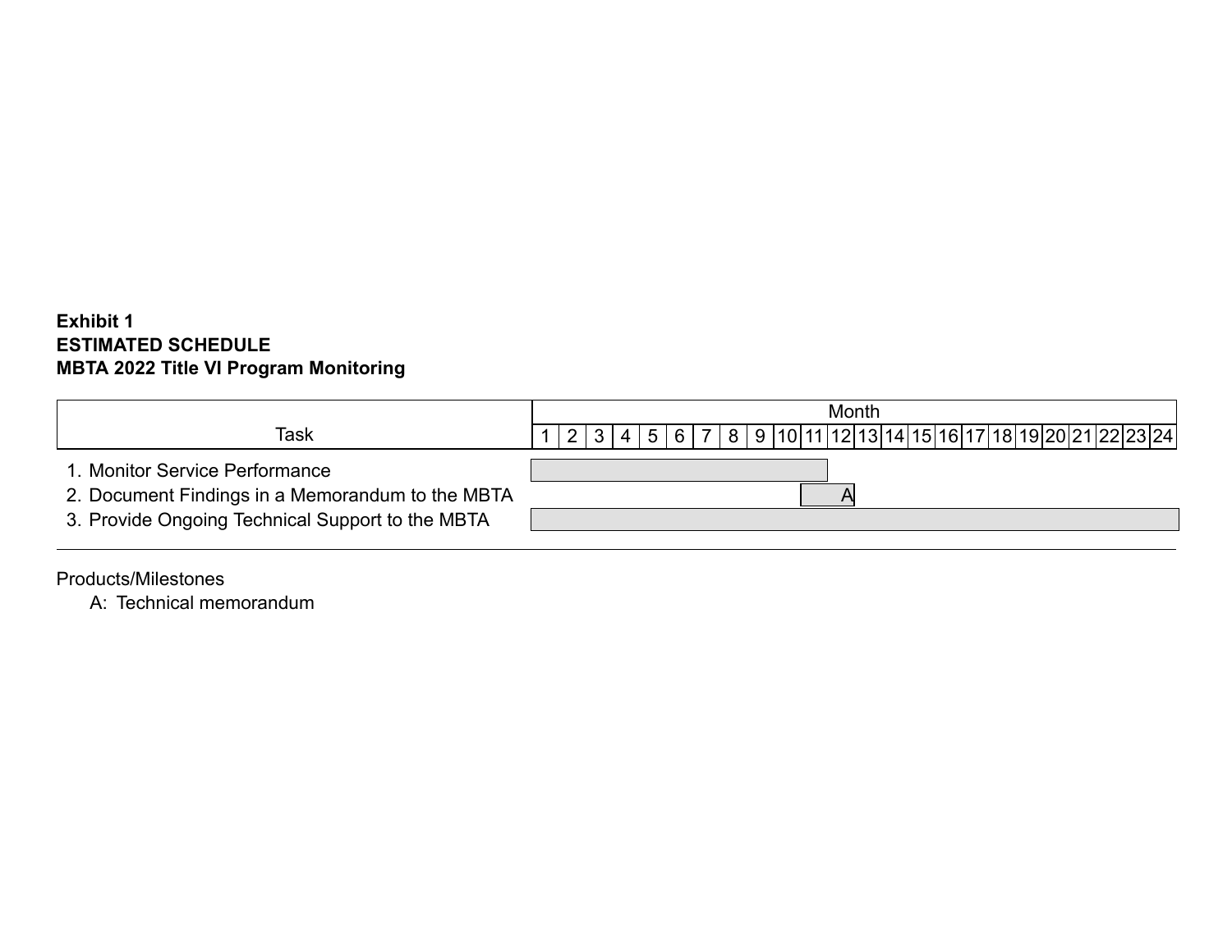**Exhibit 1**
**ESTIMATED SCHEDULE**
**MBTA 2022 Title VI Program Monitoring**

| Task | Month | | | | | | | | | | | | | | | | | | | | | | | |
|---|---|---|---|---|---|---|---|---|---|---|---|---|---|---|---|---|---|---|---|---|---|---|---|---|
| | 1 | 2 | 3 | 4 | 5 | 6 | 7 | 8 | 9 | 10 | 11 | 12 | 13 | 14 | 15 | 16 | 17 | 18 | 19 | 20 | 21 | 22 | 23 | 24 |
| 1. Monitor Service Performance | ■ | ■ | ■ | ■ | ■ | ■ | ■ | ■ | ■ | ■ | ■ | | | | | | | | | | | | | |
| 2. Document Findings in a Memorandum to the MBTA | | | | | | | | | | | ■ | A | | | | | | | | | | | | |
| 3. Provide Ongoing Technical Support to the MBTA | ■ | ■ | ■ | ■ | ■ | ■ | ■ | ■ | ■ | ■ | ■ | ■ | ■ | ■ | ■ | ■ | ■ | ■ | ■ | ■ | ■ | ■ | ■ | ■ |

Products/Milestones

A: Technical memorandum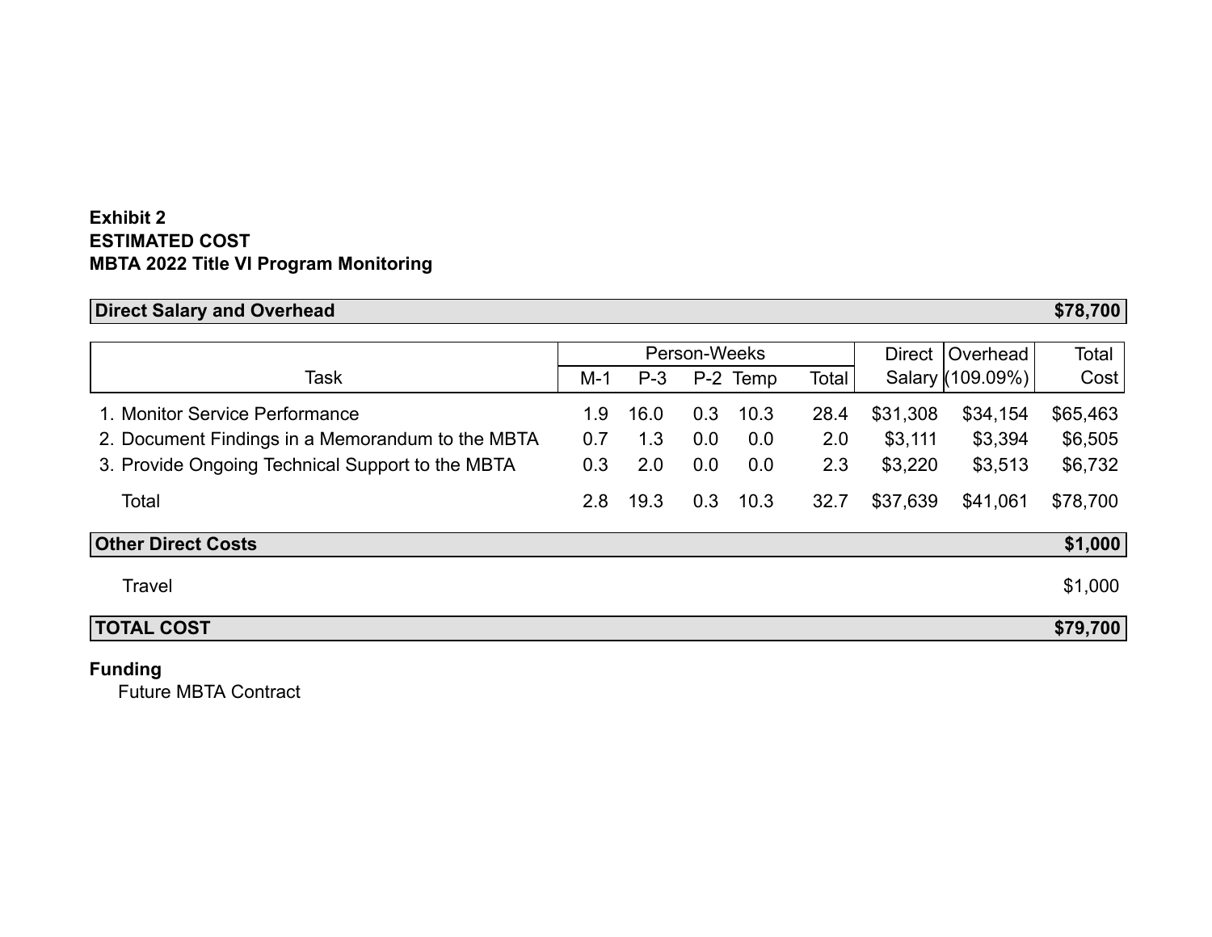**Exhibit 2**
**ESTIMATED COST**
**MBTA 2022 Title VI Program Monitoring**

| **Direct Salary and Overhead** | | | | | | | | **$78,700** |
|---|---|---|---|---|---|---|---|---|

| Task | Person-Weeks | | | | | Direct Salary | Overhead (109.09%) | Total Cost |
|---|---|---|---|---|---|---|---|---|
| | M-1 | P-3 | P-2 | Temp | Total | | | |
| 1. Monitor Service Performance | 1.9 | 16.0 | 0.3 | 10.3 | 28.4 | $31,308 | $34,154 | $65,463 |
| 2. Document Findings in a Memorandum to the MBTA | 0.7 | 1.3 | 0.0 | 0.0 | 2.0 | $3,111 | $3,394 | $6,505 |
| 3. Provide Ongoing Technical Support to the MBTA | 0.3 | 2.0 | 0.0 | 0.0 | 2.3 | $3,220 | $3,513 | $6,732 |
| Total | 2.8 | 19.3 | 0.3 | 10.3 | 32.7 | $37,639 | $41,061 | $78,700 |

| **Other Direct Costs** | **$1,000** |
|---|---|
| Travel | $1,000 |

| **TOTAL COST** | **$79,700** |
|---|---|

**Funding**

Future MBTA Contract